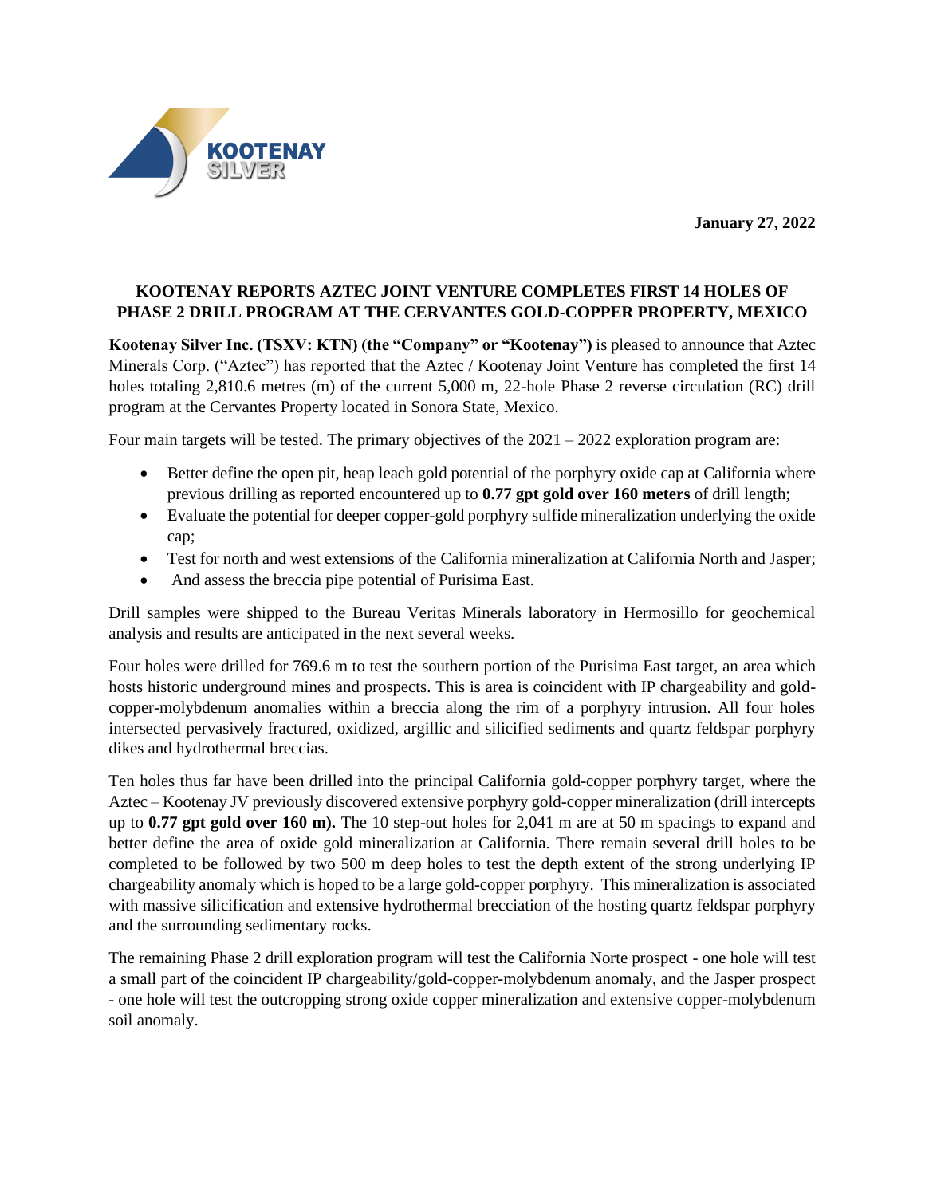KOOTENAY SILVER

**January 27, 2022**

## KOOTENAY REPORTS AZTEC JOINT VENTURE COMPLETES FIRST 14 HOLES OF PHASE 2 DRILL PROGRAM AT THE CERVANTES GOLD-COPPER PROPERTY, MEXICO

**Kootenay Silver Inc. (TSXV: KTN) (the "Company" or "Kootenay")** is pleased to announce that Aztec Minerals Corp. ("Aztec") has reported that the Aztec / Kootenay Joint Venture has completed the first 14 holes totaling 2,810.6 metres (m) of the current 5,000 m, 22-hole Phase 2 reverse circulation (RC) drill program at the Cervantes Property located in Sonora State, Mexico.

Four main targets will be tested. The primary objectives of the 2021 – 2022 exploration program are:

- Better define the open pit, heap leach gold potential of the porphyry oxide cap at California where previous drilling as reported encountered up to **0.77 gpt gold over 160 meters** of drill length;
- Evaluate the potential for deeper copper-gold porphyry sulfide mineralization underlying the oxide cap;
- Test for north and west extensions of the California mineralization at California North and Jasper;
- And assess the breccia pipe potential of Purisima East.

Drill samples were shipped to the Bureau Veritas Minerals laboratory in Hermosillo for geochemical analysis and results are anticipated in the next several weeks.

Four holes were drilled for 769.6 m to test the southern portion of the Purisima East target, an area which hosts historic underground mines and prospects. This is area is coincident with IP chargeability and gold-copper-molybdenum anomalies within a breccia along the rim of a porphyry intrusion. All four holes intersected pervasively fractured, oxidized, argillic and silicified sediments and quartz feldspar porphyry dikes and hydrothermal breccias.

Ten holes thus far have been drilled into the principal California gold-copper porphyry target, where the Aztec – Kootenay JV previously discovered extensive porphyry gold-copper mineralization (drill intercepts up to **0.77 gpt gold over 160 m).** The 10 step-out holes for 2,041 m are at 50 m spacings to expand and better define the area of oxide gold mineralization at California. There remain several drill holes to be completed to be followed by two 500 m deep holes to test the depth extent of the strong underlying IP chargeability anomaly which is hoped to be a large gold-copper porphyry. This mineralization is associated with massive silicification and extensive hydrothermal brecciation of the hosting quartz feldspar porphyry and the surrounding sedimentary rocks.

The remaining Phase 2 drill exploration program will test the California Norte prospect - one hole will test a small part of the coincident IP chargeability/gold-copper-molybdenum anomaly, and the Jasper prospect - one hole will test the outcropping strong oxide copper mineralization and extensive copper-molybdenum soil anomaly.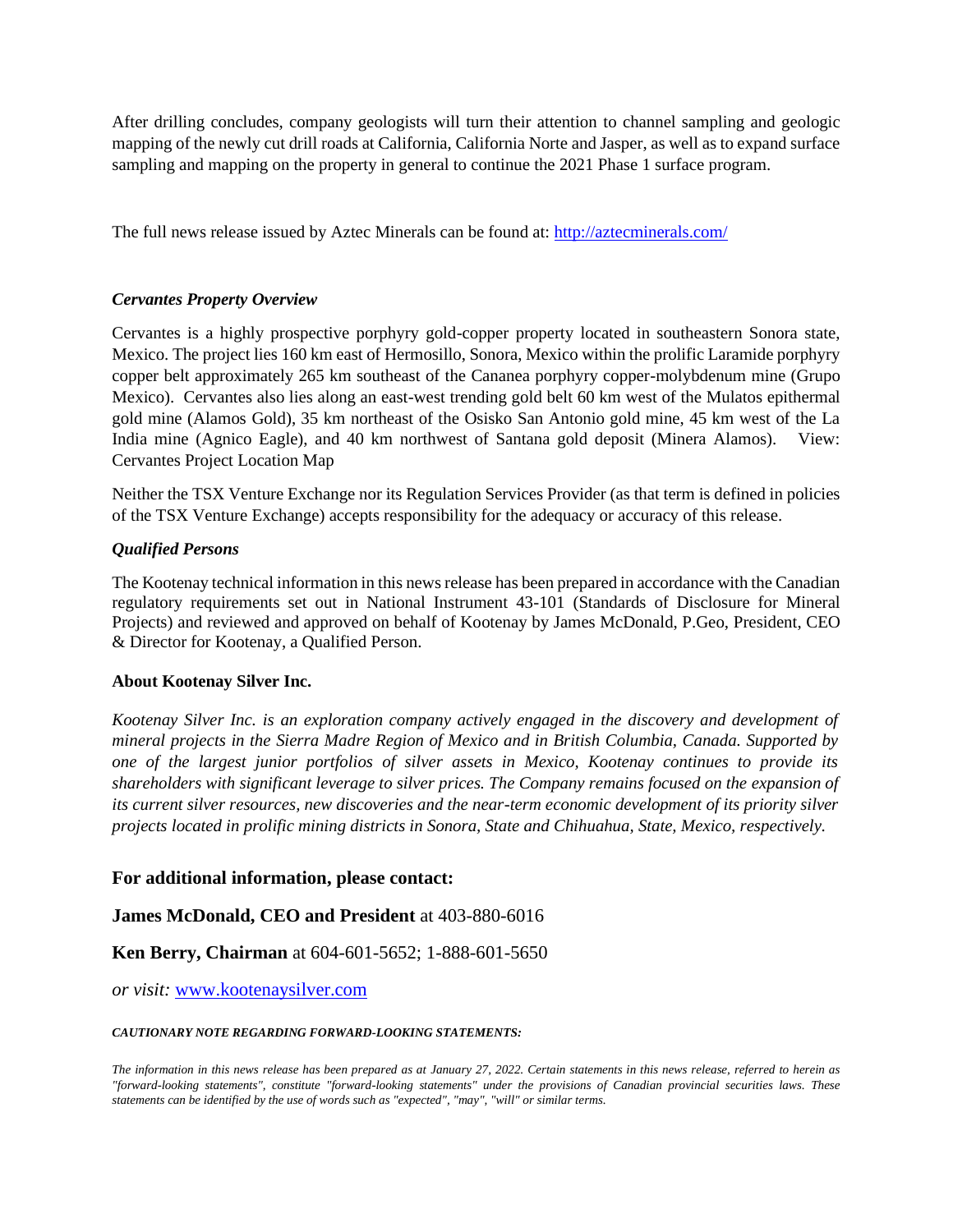After drilling concludes, company geologists will turn their attention to channel sampling and geologic mapping of the newly cut drill roads at California, California Norte and Jasper, as well as to expand surface sampling and mapping on the property in general to continue the 2021 Phase 1 surface program.

The full news release issued by Aztec Minerals can be found at: [http://aztecminerals.com/](http://aztecminerals.com/)

### *Cervantes Property Overview*

Cervantes is a highly prospective porphyry gold-copper property located in southeastern Sonora state, Mexico. The project lies 160 km east of Hermosillo, Sonora, Mexico within the prolific Laramide porphyry copper belt approximately 265 km southeast of the Cananea porphyry copper-molybdenum mine (Grupo Mexico). Cervantes also lies along an east-west trending gold belt 60 km west of the Mulatos epithermal gold mine (Alamos Gold), 35 km northeast of the Osisko San Antonio gold mine, 45 km west of the La India mine (Agnico Eagle), and 40 km northwest of Santana gold deposit (Minera Alamos). View: Cervantes Project Location Map

Neither the TSX Venture Exchange nor its Regulation Services Provider (as that term is defined in policies of the TSX Venture Exchange) accepts responsibility for the adequacy or accuracy of this release.

### *Qualified Persons*

The Kootenay technical information in this news release has been prepared in accordance with the Canadian regulatory requirements set out in National Instrument 43-101 (Standards of Disclosure for Mineral Projects) and reviewed and approved on behalf of Kootenay by James McDonald, P.Geo, President, CEO & Director for Kootenay, a Qualified Person.

### About Kootenay Silver Inc.

*Kootenay Silver Inc. is an exploration company actively engaged in the discovery and development of mineral projects in the Sierra Madre Region of Mexico and in British Columbia, Canada. Supported by one of the largest junior portfolios of silver assets in Mexico, Kootenay continues to provide its shareholders with significant leverage to silver prices. The Company remains focused on the expansion of its current silver resources, new discoveries and the near-term economic development of its priority silver projects located in prolific mining districts in Sonora, State and Chihuahua, State, Mexico, respectively.*

## For additional information, please contact:

**James McDonald, CEO and President** at 403-880-6016

**Ken Berry, Chairman** at 604-601-5652; 1-888-601-5650

*or visit:* [www.kootenaysilver.com](http://www.kootenaysilver.com)

***CAUTIONARY NOTE REGARDING FORWARD-LOOKING STATEMENTS:***

*The information in this news release has been prepared as at January 27, 2022. Certain statements in this news release, referred to herein as "forward-looking statements", constitute "forward-looking statements" under the provisions of Canadian provincial securities laws. These statements can be identified by the use of words such as "expected", "may", "will" or similar terms.*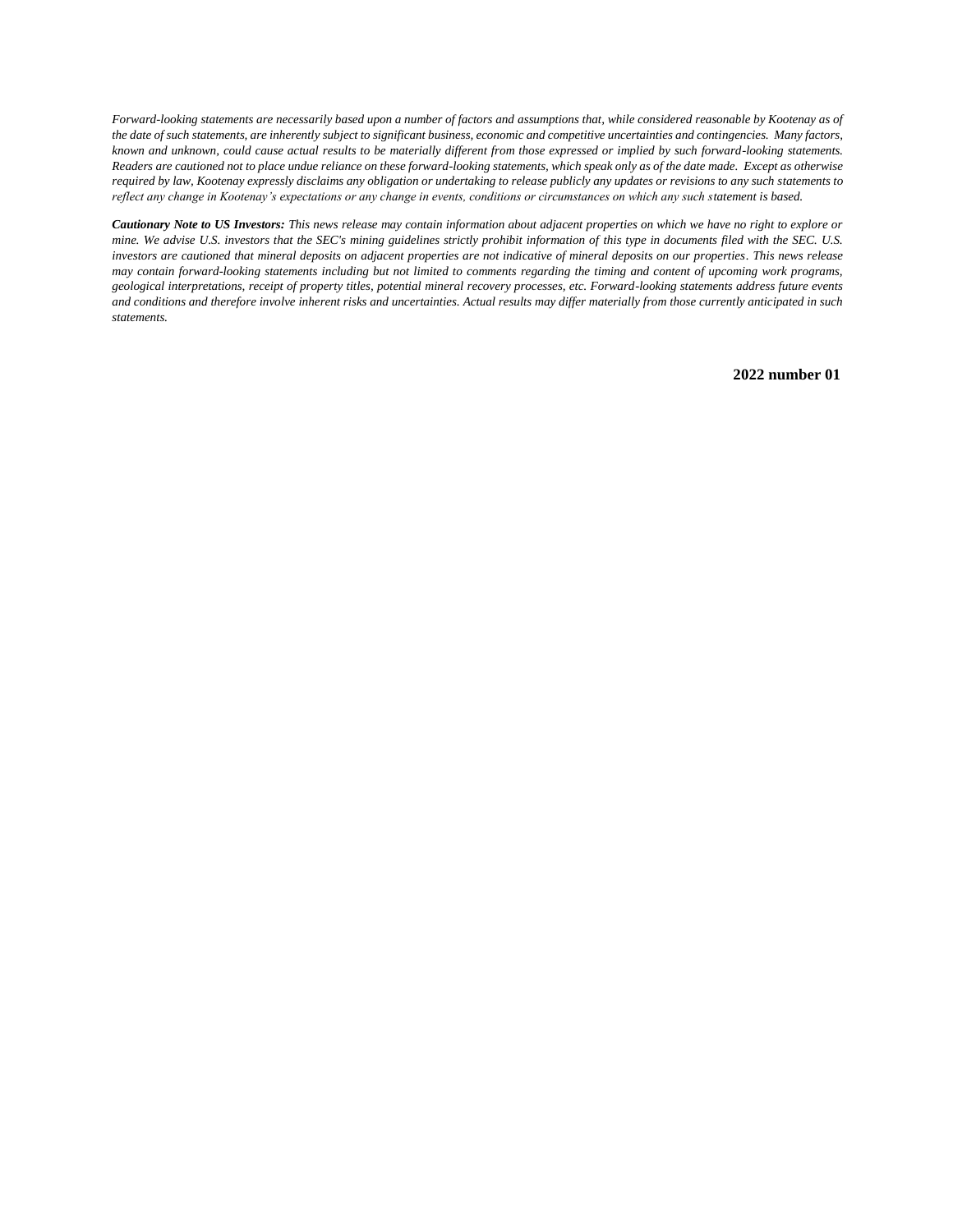*Forward-looking statements are necessarily based upon a number of factors and assumptions that, while considered reasonable by Kootenay as of the date of such statements, are inherently subject to significant business, economic and competitive uncertainties and contingencies. Many factors, known and unknown, could cause actual results to be materially different from those expressed or implied by such forward-looking statements. Readers are cautioned not to place undue reliance on these forward-looking statements, which speak only as of the date made. Except as otherwise required by law, Kootenay expressly disclaims any obligation or undertaking to release publicly any updates or revisions to any such statements to reflect any change in Kootenay's expectations or any change in events, conditions or circumstances on which any such statement is based.*

***Cautionary Note to US Investors:*** *This news release may contain information about adjacent properties on which we have no right to explore or mine. We advise U.S. investors that the SEC's mining guidelines strictly prohibit information of this type in documents filed with the SEC. U.S. investors are cautioned that mineral deposits on adjacent properties are not indicative of mineral deposits on our properties. This news release may contain forward-looking statements including but not limited to comments regarding the timing and content of upcoming work programs, geological interpretations, receipt of property titles, potential mineral recovery processes, etc. Forward-looking statements address future events and conditions and therefore involve inherent risks and uncertainties. Actual results may differ materially from those currently anticipated in such statements.*

**2022 number 01**